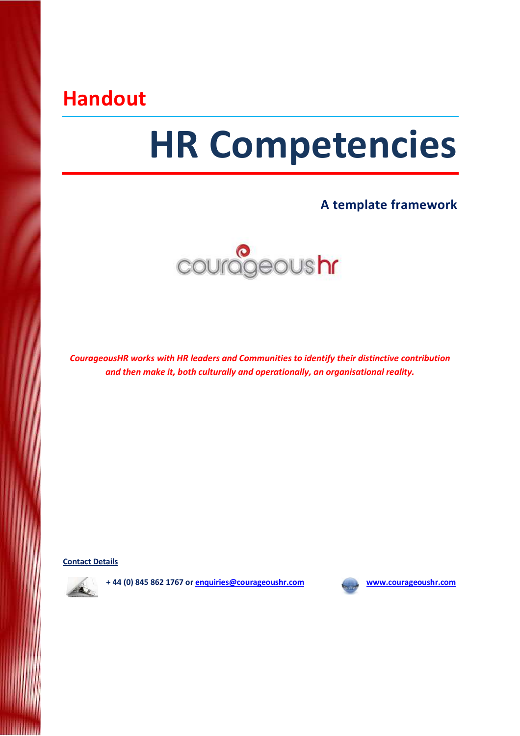## Handout

# HR Competencies

### A template framework

courageous hr

*CourageousHR works with HR leaders and Communities to identify their distinctive contribution and then make it, both culturally and operationally, an organisational reality.*

**Contact Details**

**+ 44 (0) 845 862 1767 or enquiries@courageoushr.com**

**www.courageoushr.com**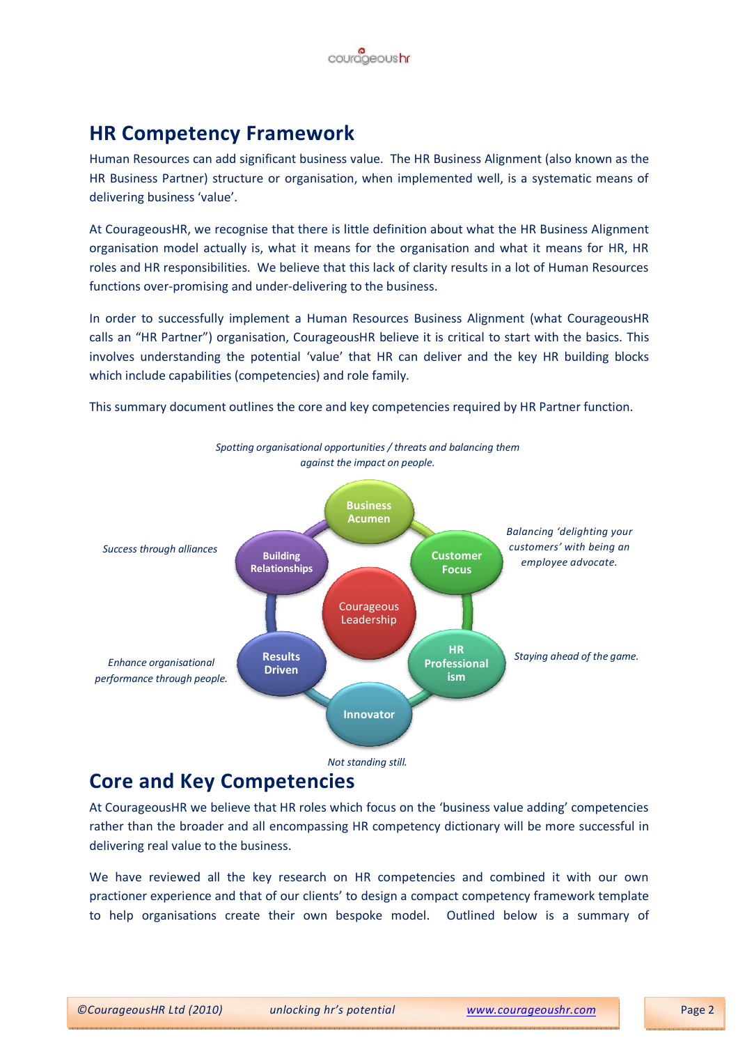## HR Competency Framework

Human Resources can add significant business value. The HR Business Alignment (also known as the HR Business Partner) structure or organisation, when implemented well, is a systematic means of delivering business 'value'.

At CourageousHR, we recognise that there is little definition about what the HR Business Alignment organisation model actually is, what it means for the organisation and what it means for HR, HR roles and HR responsibilities. We believe that this lack of clarity results in a lot of Human Resources functions over-promising and under-delivering to the business.

In order to successfully implement a Human Resources Business Alignment (what CourageousHR calls an "HR Partner") organisation, CourageousHR believe it is critical to start with the basics. This involves understanding the potential 'value' that HR can deliver and the key HR building blocks which include capabilities (competencies) and role family.

This summary document outlines the core and key competencies required by HR Partner function.

*Spotting organisational opportunities / threats and balancing them against the impact on people.*

Business Acumen

*Balancing 'delighting your customers' with being an employee advocate.*

Customer Focus

*Success through alliances*

Building Relationships

Courageous Leadership

*Enhance organisational performance through people.*

Results Driven

*Staying ahead of the game.*

HR Professionalism

Innovator

*Not standing still.*

## Core and Key Competencies

At CourageousHR we believe that HR roles which focus on the 'business value adding' competencies rather than the broader and all encompassing HR competency dictionary will be more successful in delivering real value to the business.

We have reviewed all the key research on HR competencies and combined it with our own practioner experience and that of our clients' to design a compact competency framework template to help organisations create their own bespoke model. Outlined below is a summary of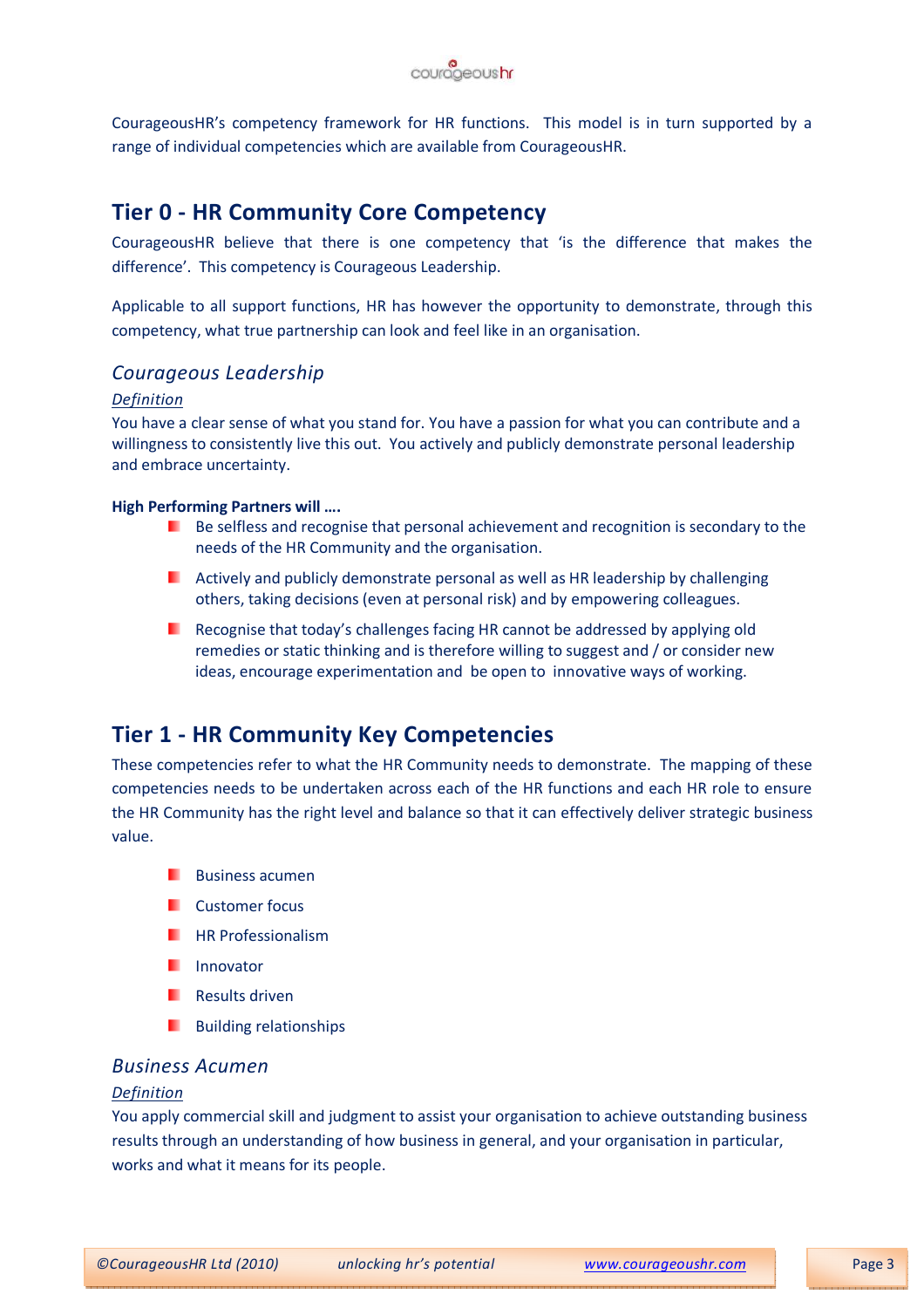CourageousHR's competency framework for HR functions. This model is in turn supported by a range of individual competencies which are available from CourageousHR.

## Tier 0 - HR Community Core Competency

CourageousHR believe that there is one competency that 'is the difference that makes the difference'. This competency is Courageous Leadership.

Applicable to all support functions, HR has however the opportunity to demonstrate, through this competency, what true partnership can look and feel like in an organisation.

### *Courageous Leadership*

*Definition*

You have a clear sense of what you stand for. You have a passion for what you can contribute and a willingness to consistently live this out. You actively and publicly demonstrate personal leadership and embrace uncertainty.

**High Performing Partners will ….**

- Be selfless and recognise that personal achievement and recognition is secondary to the needs of the HR Community and the organisation.
- Actively and publicly demonstrate personal as well as HR leadership by challenging others, taking decisions (even at personal risk) and by empowering colleagues.
- Recognise that today's challenges facing HR cannot be addressed by applying old remedies or static thinking and is therefore willing to suggest and / or consider new ideas, encourage experimentation and be open to innovative ways of working.

## Tier 1 - HR Community Key Competencies

These competencies refer to what the HR Community needs to demonstrate. The mapping of these competencies needs to be undertaken across each of the HR functions and each HR role to ensure the HR Community has the right level and balance so that it can effectively deliver strategic business value.

- Business acumen
- Customer focus
- HR Professionalism
- Innovator
- Results driven
- Building relationships

### *Business Acumen*

*Definition*

You apply commercial skill and judgment to assist your organisation to achieve outstanding business results through an understanding of how business in general, and your organisation in particular, works and what it means for its people.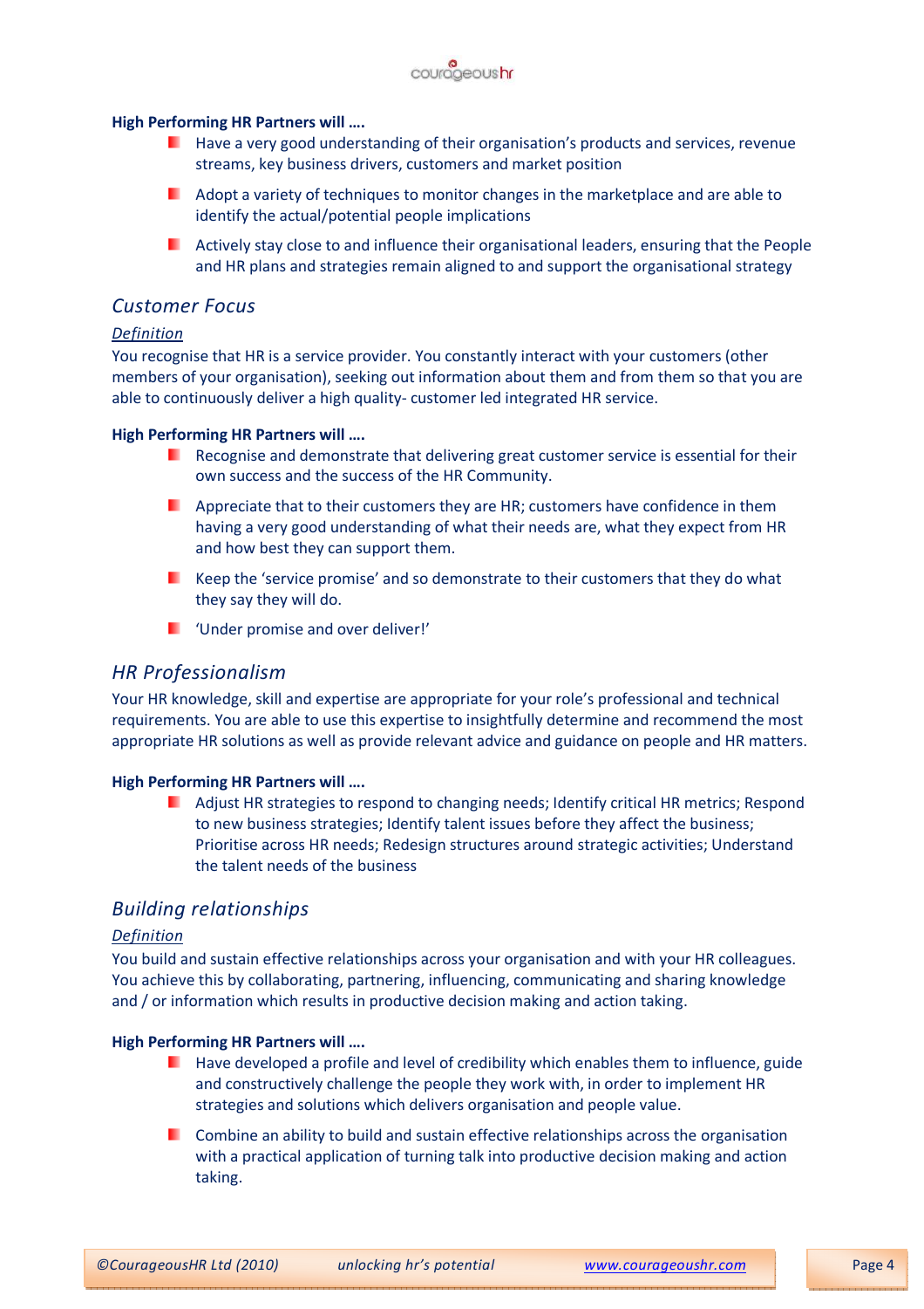**High Performing HR Partners will ….**

- Have a very good understanding of their organisation's products and services, revenue streams, key business drivers, customers and market position
- Adopt a variety of techniques to monitor changes in the marketplace and are able to identify the actual/potential people implications
- Actively stay close to and influence their organisational leaders, ensuring that the People and HR plans and strategies remain aligned to and support the organisational strategy

## *Customer Focus*

*Definition*

You recognise that HR is a service provider. You constantly interact with your customers (other members of your organisation), seeking out information about them and from them so that you are able to continuously deliver a high quality- customer led integrated HR service.

**High Performing HR Partners will ….**

- Recognise and demonstrate that delivering great customer service is essential for their own success and the success of the HR Community.
- Appreciate that to their customers they are HR; customers have confidence in them having a very good understanding of what their needs are, what they expect from HR and how best they can support them.
- Keep the 'service promise' and so demonstrate to their customers that they do what they say they will do.
- 'Under promise and over deliver!'

## *HR Professionalism*

Your HR knowledge, skill and expertise are appropriate for your role's professional and technical requirements. You are able to use this expertise to insightfully determine and recommend the most appropriate HR solutions as well as provide relevant advice and guidance on people and HR matters.

**High Performing HR Partners will ….**

- Adjust HR strategies to respond to changing needs; Identify critical HR metrics; Respond to new business strategies; Identify talent issues before they affect the business; Prioritise across HR needs; Redesign structures around strategic activities; Understand the talent needs of the business

## *Building relationships*

*Definition*

You build and sustain effective relationships across your organisation and with your HR colleagues. You achieve this by collaborating, partnering, influencing, communicating and sharing knowledge and / or information which results in productive decision making and action taking.

**High Performing HR Partners will ….**

- Have developed a profile and level of credibility which enables them to influence, guide and constructively challenge the people they work with, in order to implement HR strategies and solutions which delivers organisation and people value.
- Combine an ability to build and sustain effective relationships across the organisation with a practical application of turning talk into productive decision making and action taking.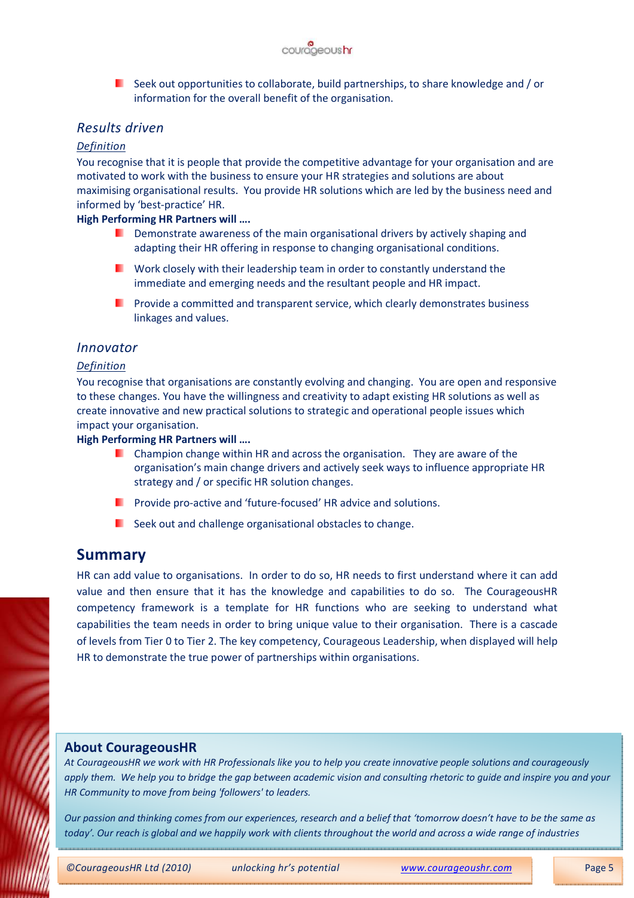- Seek out opportunities to collaborate, build partnerships, to share knowledge and / or information for the overall benefit of the organisation.

### *Results driven*

*Definition*

You recognise that it is people that provide the competitive advantage for your organisation and are motivated to work with the business to ensure your HR strategies and solutions are about maximising organisational results. You provide HR solutions which are led by the business need and informed by 'best-practice' HR.

**High Performing HR Partners will ….**

- Demonstrate awareness of the main organisational drivers by actively shaping and adapting their HR offering in response to changing organisational conditions.
- Work closely with their leadership team in order to constantly understand the immediate and emerging needs and the resultant people and HR impact.
- Provide a committed and transparent service, which clearly demonstrates business linkages and values.

### *Innovator*

*Definition*

You recognise that organisations are constantly evolving and changing. You are open and responsive to these changes. You have the willingness and creativity to adapt existing HR solutions as well as create innovative and new practical solutions to strategic and operational people issues which impact your organisation.

**High Performing HR Partners will ….**

- Champion change within HR and across the organisation. They are aware of the organisation's main change drivers and actively seek ways to influence appropriate HR strategy and / or specific HR solution changes.
- Provide pro-active and 'future-focused' HR advice and solutions.
- Seek out and challenge organisational obstacles to change.

## Summary

HR can add value to organisations. In order to do so, HR needs to first understand where it can add value and then ensure that it has the knowledge and capabilities to do so. The CourageousHR competency framework is a template for HR functions who are seeking to understand what capabilities the team needs in order to bring unique value to their organisation. There is a cascade of levels from Tier 0 to Tier 2. The key competency, Courageous Leadership, when displayed will help HR to demonstrate the true power of partnerships within organisations.

### About CourageousHR

*At CourageousHR we work with HR Professionals like you to help you create innovative people solutions and courageously apply them. We help you to bridge the gap between academic vision and consulting rhetoric to guide and inspire you and your HR Community to move from being 'followers' to leaders.*

*Our passion and thinking comes from our experiences, research and a belief that 'tomorrow doesn't have to be the same as today'. Our reach is global and we happily work with clients throughout the world and across a wide range of industries*

*©CourageousHR Ltd (2010)* *unlocking hr's potential* www.courageoushr.com